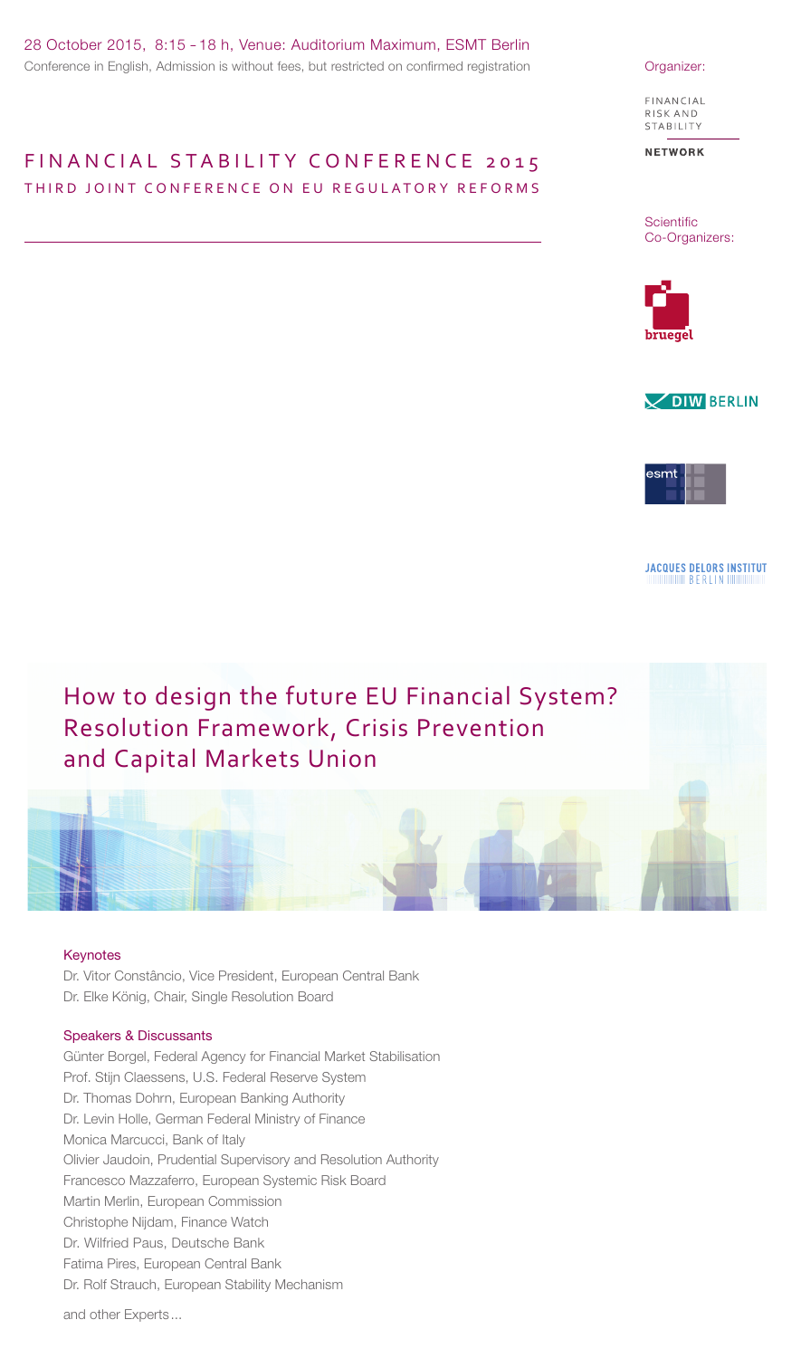28 October 2015, 8:15 – 18 h, Venue: Auditorium Maximum, ESMT Berlin

Conference in English, Admission is without fees, but restricted on confirmed registration

Organizer:

FINANCIAL RISK AND STABILITY NETWORK

Scientific Co-Organizers:

bruegel

DIW BERLIN

esmt

JACQUES DELORS INSTITUT BERLIN

# FINANCIAL STABILITY CONFERENCE 2015

## THIRD JOINT CONFERENCE ON EU REGULATORY REFORMS

# How to design the future EU Financial System? Resolution Framework, Crisis Prevention and Capital Markets Union

### Keynotes

Dr. Vitor Constâncio, Vice President, European Central Bank
Dr. Elke König, Chair, Single Resolution Board

### Speakers & Discussants

Günter Borgel, Federal Agency for Financial Market Stabilisation
Prof. Stijn Claessens, U.S. Federal Reserve System
Dr. Thomas Dohrn, European Banking Authority
Dr. Levin Holle, German Federal Ministry of Finance
Monica Marcucci, Bank of Italy
Olivier Jaudoin, Prudential Supervisory and Resolution Authority
Francesco Mazzaferro, European Systemic Risk Board
Martin Merlin, European Commission
Christophe Nijdam, Finance Watch
Dr. Wilfried Paus, Deutsche Bank
Fatima Pires, European Central Bank
Dr. Rolf Strauch, European Stability Mechanism

and other Experts...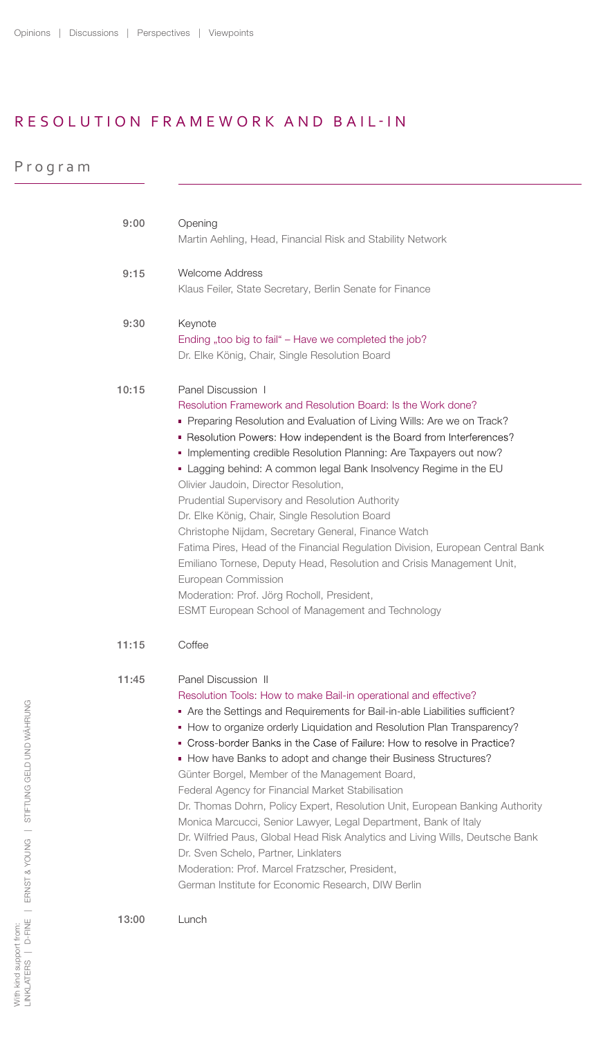# RESOLUTION FRAMEWORK AND BAIL-IN

## Program

**9:00** Opening
Martin Aehling, Head, Financial Risk and Stability Network

**9:15** Welcome Address
Klaus Feiler, State Secretary, Berlin Senate for Finance

**9:30** Keynote
Ending „too big to fail" – Have we completed the job?
Dr. Elke König, Chair, Single Resolution Board

**10:15** Panel Discussion I
Resolution Framework and Resolution Board: Is the Work done?

- Preparing Resolution and Evaluation of Living Wills: Are we on Track?
- Resolution Powers: How independent is the Board from Interferences?
- Implementing credible Resolution Planning: Are Taxpayers out now?
- Lagging behind: A common legal Bank Insolvency Regime in the EU

Olivier Jaudoin, Director Resolution, Prudential Supervisory and Resolution Authority
Dr. Elke König, Chair, Single Resolution Board
Christophe Nijdam, Secretary General, Finance Watch
Fatima Pires, Head of the Financial Regulation Division, European Central Bank
Emiliano Tornese, Deputy Head, Resolution and Crisis Management Unit, European Commission
Moderation: Prof. Jörg Rocholl, President, ESMT European School of Management and Technology

**11:15** Coffee

**11:45** Panel Discussion II
Resolution Tools: How to make Bail-in operational and effective?

- Are the Settings and Requirements for Bail-in-able Liabilities sufficient?
- How to organize orderly Liquidation and Resolution Plan Transparency?
- Cross-border Banks in the Case of Failure: How to resolve in Practice?
- How have Banks to adopt and change their Business Structures?

Günter Borgel, Member of the Management Board, Federal Agency for Financial Market Stabilisation
Dr. Thomas Dohrn, Policy Expert, Resolution Unit, European Banking Authority
Monica Marcucci, Senior Lawyer, Legal Department, Bank of Italy
Dr. Wilfried Paus, Global Head Risk Analytics and Living Wills, Deutsche Bank
Dr. Sven Schelo, Partner, Linklaters
Moderation: Prof. Marcel Fratzscher, President, German Institute for Economic Research, DIW Berlin

**13:00** Lunch

With kind support from:
LINKLATERS | D-FINE | ERNST & YOUNG | STIFTUNG GELD UND WÄHRUNG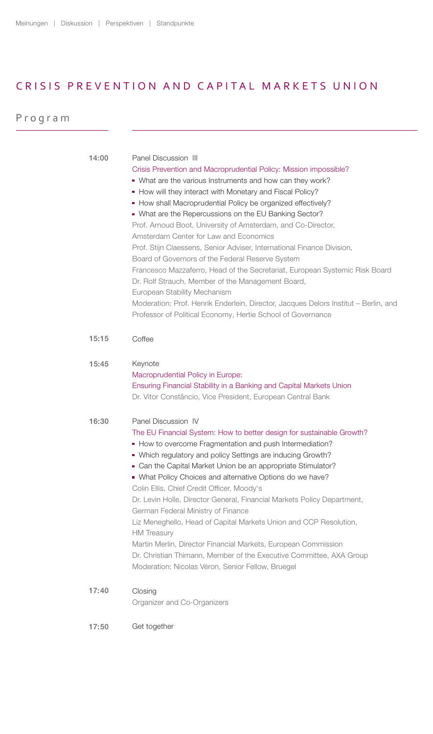# CRISIS PREVENTION AND CAPITAL MARKETS UNION

## Program

**14:00** Panel Discussion III

Crisis Prevention and Macroprudential Policy: Mission impossible?

- What are the various Instruments and how can they work?
- How will they interact with Monetary and Fiscal Policy?
- How shall Macroprudential Policy be organized effectively?
- What are the Repercussions on the EU Banking Sector?

Prof. Arnoud Boot, University of Amsterdam, and Co-Director, Amsterdam Center for Law and Economics
Prof. Stijn Claessens, Senior Adviser, International Finance Division, Board of Governors of the Federal Reserve System
Francesco Mazzaferro, Head of the Secretariat, European Systemic Risk Board
Dr. Rolf Strauch, Member of the Management Board, European Stability Mechanism
Moderation: Prof. Henrik Enderlein, Director, Jacques Delors Institut – Berlin, and Professor of Political Economy, Hertie School of Governance

**15:15** Coffee

**15:45** Keynote

Macroprudential Policy in Europe:
Ensuring Financial Stability in a Banking and Capital Markets Union
Dr. Vitor Constâncio, Vice President, European Central Bank

**16:30** Panel Discussion IV

The EU Financial System: How to better design for sustainable Growth?

- How to overcome Fragmentation and push Intermediation?
- Which regulatory and policy Settings are inducing Growth?
- Can the Capital Market Union be an appropriate Stimulator?
- What Policy Choices and alternative Options do we have?

Colin Ellis, Chief Credit Officer, Moody's
Dr. Levin Holle, Director General, Financial Markets Policy Department, German Federal Ministry of Finance
Liz Meneghello, Head of Capital Markets Union and CCP Resolution, HM Treasury
Martin Merlin, Director Financial Markets, European Commission
Dr. Christian Thimann, Member of the Executive Committee, AXA Group
Moderation: Nicolas Véron, Senior Fellow, Bruegel

**17:40** Closing

Organizer and Co-Organizers

**17:50** Get together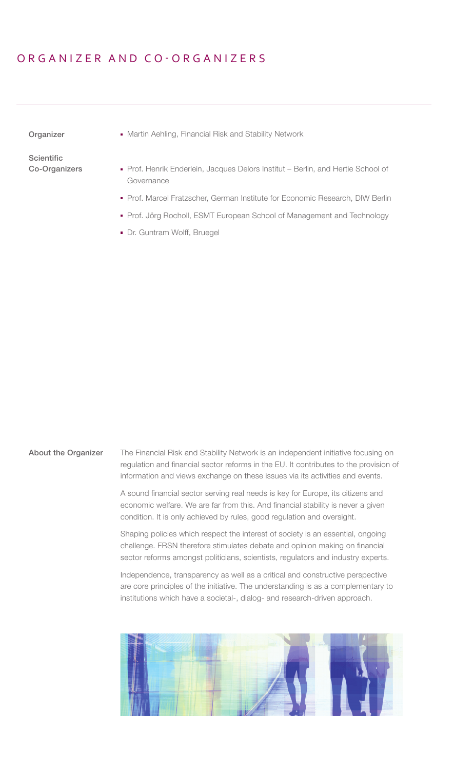# ORGANIZER AND CO-ORGANIZERS

**Organizer**

- Martin Aehling, Financial Risk and Stability Network

**Scientific Co-Organizers**

- Prof. Henrik Enderlein, Jacques Delors Institut – Berlin, and Hertie School of Governance
- Prof. Marcel Fratzscher, German Institute for Economic Research, DIW Berlin
- Prof. Jörg Rocholl, ESMT European School of Management and Technology
- Dr. Guntram Wolff, Bruegel

**About the Organizer**

The Financial Risk and Stability Network is an independent initiative focusing on regulation and financial sector reforms in the EU. It contributes to the provision of information and views exchange on these issues via its activities and events.

A sound financial sector serving real needs is key for Europe, its citizens and economic welfare. We are far from this. And financial stability is never a given condition. It is only achieved by rules, good regulation and oversight.

Shaping policies which respect the interest of society is an essential, ongoing challenge. FRSN therefore stimulates debate and opinion making on financial sector reforms amongst politicians, scientists, regulators and industry experts.

Independence, transparency as well as a critical and constructive perspective are core principles of the initiative. The understanding is as a complementary to institutions which have a societal-, dialog- and research-driven approach.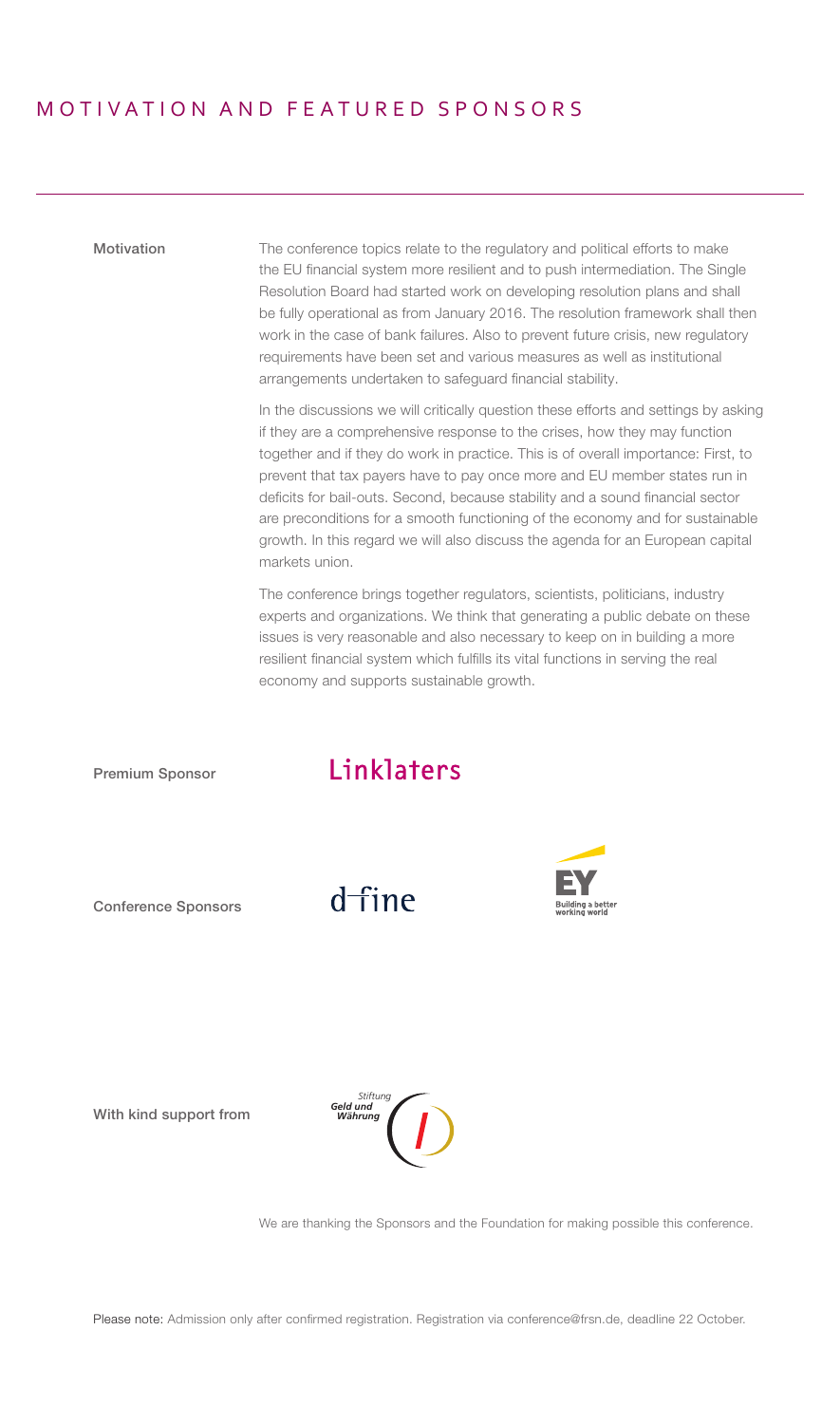# MOTIVATION AND FEATURED SPONSORS

**Motivation**

The conference topics relate to the regulatory and political efforts to make the EU financial system more resilient and to push intermediation. The Single Resolution Board had started work on developing resolution plans and shall be fully operational as from January 2016. The resolution framework shall then work in the case of bank failures. Also to prevent future crisis, new regulatory requirements have been set and various measures as well as institutional arrangements undertaken to safeguard financial stability.

In the discussions we will critically question these efforts and settings by asking if they are a comprehensive response to the crises, how they may function together and if they do work in practice. This is of overall importance: First, to prevent that tax payers have to pay once more and EU member states run in deficits for bail-outs. Second, because stability and a sound financial sector are preconditions for a smooth functioning of the economy and for sustainable growth. In this regard we will also discuss the agenda for an European capital markets union.

The conference brings together regulators, scientists, politicians, industry experts and organizations. We think that generating a public debate on these issues is very reasonable and also necessary to keep on in building a more resilient financial system which fulfills its vital functions in serving the real economy and supports sustainable growth.

**Premium Sponsor**

Linklaters

**Conference Sponsors**

d-fine

EY — Building a better working world

**With kind support from**

Stiftung Geld und Währung

We are thanking the Sponsors and the Foundation for making possible this conference.

Please note: Admission only after confirmed registration. Registration via conference@frsn.de, deadline 22 October.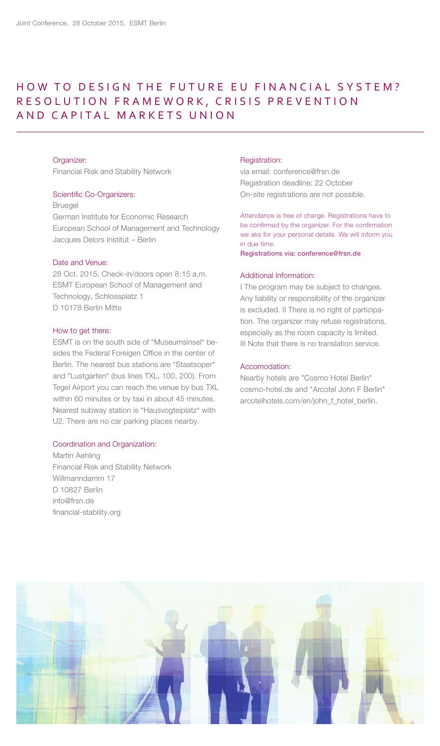# HOW TO DESIGN THE FUTURE EU FINANCIAL SYSTEM? RESOLUTION FRAMEWORK, CRISIS PREVENTION AND CAPITAL MARKETS UNION

### Organizer:

Financial Risk and Stability Network

### Scientific Co-Organizers:

Bruegel
German Institute for Economic Research
European School of Management and Technology
Jacques Delors Institut – Berlin

### Date and Venue:

28 Oct. 2015, Check-in/doors open 8:15 a.m.
ESMT European School of Management and Technology, Schlossplatz 1
D 10178 Berlin Mitte

### How to get there:

ESMT is on the south side of "Museumsinsel" besides the Federal Foreigen Office in the center of Berlin. The nearest bus stations are "Staatsoper" and "Lustgarten" (bus lines TXL, 100, 200). From Tegel Airport you can reach the venue by bus TXL within 60 minutes or by taxi in about 45 minutes. Nearest subway station is "Hausvogteiplatz" with U2. There are no car parking places nearby.

### Coordination and Organization:

Martin Aehling
Financial Risk and Stability Network
Willmanndamm 17
D 10827 Berlin
info@frsn.de
financial-stability.org

### Registration:

via email: conference@frsn.de
Registration deadline: 22 October
On-site registrations are not possible.

Attendance is free of charge. Registrations have to be confirmed by the organizer. For the confirmation we aks for your personal details. We will inform you in due time.
**Registrations via: conference@frsn.de**

### Additional Information:

I The program may be subject to changes. Any liability or responsibility of the organizer is excluded. II There is no right of participation. The organizer may refuse registrations, especially as the room capacity is limited. III Note that there is no translation service.

### Accomodation:

Nearby hotels are "Cosmo Hotel Berlin" cosmo-hotel.de and "Arcotel John F Berlin" arcotelhotels.com/en/john_f_hotel_berlin.